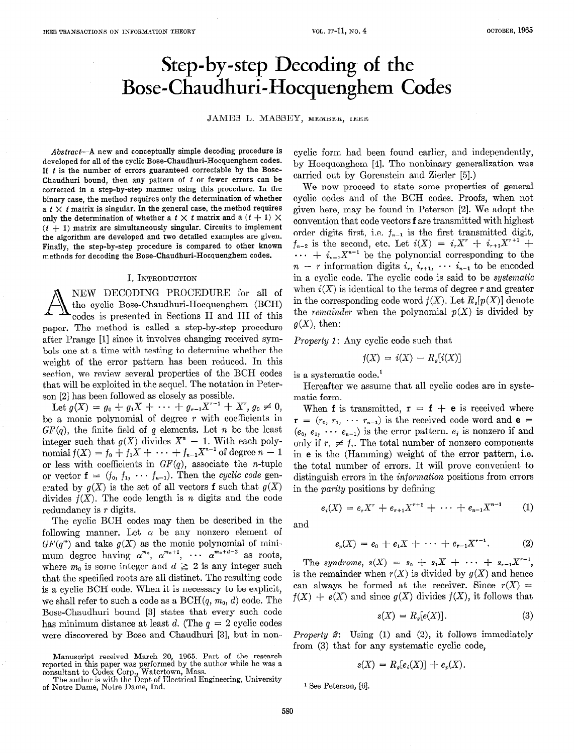# Step-by-step Decoding of the Bose-Chaudhuri-Hocquenghem Codes

JAMES L. MASSEY, MEMBER, IEEE

*Abstract*—A new and conceptually simple decoding procedure is developed for all of the cyclic Bose-Chaudhuri-Hocquenghem codes. If $t$ is the number of errors guaranteed correctable by the Bose-Chaudhuri bound, then any pattern of $t$ or fewer errors can be corrected in a step-by-step manner using this procedure. In the binary case, the method requires only the determination of whether a $t \times t$ matrix is singular. In the general case, the method requires only the determination of whether a $t \times t$ matrix and a $(t + 1) \times (t + 1)$ matrix are simultaneously singular. Circuits to implement the algorithm are developed and two detailed examples are given. Finally, the step-by-step procedure is compared to other known methods for decoding the Bose-Chaudhuri-Hocquenghem codes.

## I. Introduction

A NEW DECODING PROCEDURE for all of the cyclic Bose-Chaudhuri-Hocquenghem (BCH) codes is presented in Sections II and III of this paper. The method is called a step-by-step procedure after Prange [1] since it involves changing received symbols one at a time with testing to determine whether the weight of the error pattern has been reduced. In this section, we review several properties of the BCH codes that will be exploited in the sequel. The notation in Peterson [2] has been followed as closely as possible.

Let $g(X) = g_0 + g_1X + \cdots + g_{r-1}X^{r-1} + X^r$, $g_0 \neq 0$, be a monic polynomial of degree $r$ with coefficients in $GF(q)$, the finite field of $q$ elements. Let $n$ be the least integer such that $g(X)$ divides $X^n - 1$. With each polynomial $f(X) = f_0 + f_1X + \cdots + f_{n-1}X^{n-1}$ of degree $n - 1$ or less with coefficients in $GF(q)$, associate the $n$-tuple or vector $\mathbf{f} = (f_0, f_1, \cdots f_{n-1})$. Then the *cyclic code* generated by $g(X)$ is the set of all vectors $\mathbf{f}$ such that $g(X)$ divides $f(X)$. The code length is $n$ digits and the code redundancy is $r$ digits.

The cyclic BCH codes may then be described in the following manner. Let $\alpha$ be any nonzero element of $GF(q^m)$ and take $g(X)$ as the monic polynomial of minimum degree having $\alpha^{m_0}, \alpha^{m_0+1}, \cdots \alpha^{m_0+d-2}$ as roots, where $m_0$ is some integer and $d \geq 2$ is any integer such that the specified roots are all distinct. The resulting code is a cyclic BCH code. When it is necessary to be explicit, we shall refer to such a code as a BCH$(q, m_0, d)$ code. The Bose-Chaudhuri bound [3] states that every such code has minimum distance at least $d$. (The $q = 2$ cyclic codes were discovered by Bose and Chaudhuri [3], but in non-cyclic form had been found earlier, and independently, by Hocquenghem [4]. The nonbinary generalization was carried out by Gorenstein and Zierler [5].)

We now proceed to state some properties of general cyclic codes and of the BCH codes. Proofs, when not given here, may be found in Peterson [2]. We adopt the convention that code vectors $\mathbf{f}$ are transmitted with highest order digits first, i.e. $f_{n-1}$ is the first transmitted digit, $f_{n-2}$ is the second, etc. Let $i(X) = i_rX^r + i_{r+1}X^{r+1} + \cdots + i_{n-1}X^{n-1}$ be the polynomial corresponding to the $n - r$ information digits $i_r, i_{r+1}, \cdots i_{n-1}$ to be encoded in a cyclic code. The cyclic code is said to be *systematic* when $i(X)$ is identical to the terms of degree $r$ and greater in the corresponding code word $f(X)$. Let $R_g[p(X)]$ denote the *remainder* when the polynomial $p(X)$ is divided by $g(X)$, then:

*Property 1*: Any cyclic code such that

$$f(X) = i(X) - R_g[i(X)]$$

is a systematic code.[1]

Hereafter we assume that all cyclic codes are in systematic form.

When $\mathbf{f}$ is transmitted, $\mathbf{r} = \mathbf{f} + \mathbf{e}$ is received where $\mathbf{r} = (r_0, r_1, \cdots r_{n-1})$ is the received code word and $\mathbf{e} = (e_0, e_1, \cdots e_{n-1})$ is the error pattern. $e_i$ is nonzero if and only if $r_i \neq f_i$. The total number of nonzero components in $\mathbf{e}$ is the (Hamming) weight of the error pattern, i.e. the total number of errors. It will prove convenient to distinguish errors in the *information* positions from errors in the *parity* positions by defining

$$e_i(X) = e_rX^r + e_{r+1}X^{r+1} + \cdots + e_{n-1}X^{n-1} \tag{1}$$

and

$$e_p(X) = e_0 + e_1X + \cdots + e_{r-1}X^{r-1}. \tag{2}$$

The *syndrome*, $s(X) = s_0 + s_1X + \cdots + s_{r-1}X^{r-1}$, is the remainder when $r(X)$ is divided by $g(X)$ and hence can always be formed at the receiver. Since $r(X) = f(X) + e(X)$ and since $g(X)$ divides $f(X)$, it follows that

$$s(X) = R_g[e(X)]. \tag{3}$$

*Property 2*: Using (1) and (2), it follows immediately from (3) that for any systematic cyclic code,

$$s(X) = R_g[e_i(X)] + e_p(X).$$

Manuscript received March 20, 1965. Part of the research reported in this paper was performed by the author while he was a consultant to Codex Corp., Watertown, Mass.

The author is with the Dept. of Electrical Engineering, University of Notre Dame, Notre Dame, Ind.

[1] See Peterson, [6].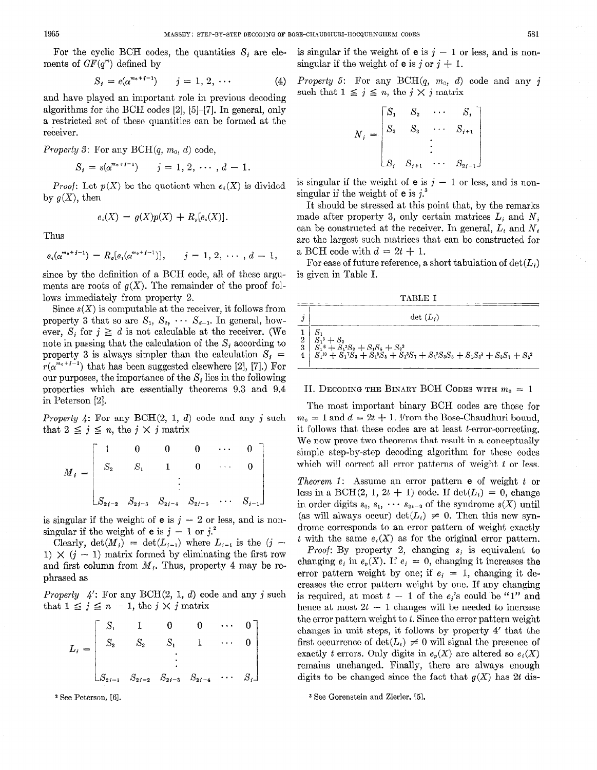For the cyclic BCH codes, the quantities $S_i$ are elements of $GF(q^m)$ defined by

$$S_j = e(\alpha^{m_0+j-1}) \qquad j = 1, 2, \cdots \tag{4}$$

and have played an important role in previous decoding algorithms for the BCH codes [2], [5]–[7]. In general, only a restricted set of these quantities can be formed at the receiver.

*Property 3*: For any BCH($q$, $m_0$, $d$) code,

$$S_j = s(\alpha^{m_0+j-1}) \qquad j = 1, 2, \cdots, d-1.$$

*Proof*: Let $p(X)$ be the quotient when $e_i(X)$ is divided by $g(X)$, then

$$e_i(X) = g(X)p(X) + R_g[e_i(X)].$$

Thus

$$e_i(\alpha^{m_0+j-1}) = R_g[e_i(\alpha^{m_0+j-1})], \qquad j = 1, 2, \cdots, d-1,$$

since by the definition of a BCH code, all of these arguments are roots of $g(X)$. The remainder of the proof follows immediately from property 2.

Since $s(X)$ is computable at the receiver, it follows from property 3 that so are $S_1, S_2, \cdots S_{d-1}$. In general, however, $S_j$ for $j \geq d$ is not calculable at the receiver. (We note in passing that the calculation of the $S_j$ according to property 3 is always simpler than the calculation $S_j = r(\alpha^{m_0+j-1})$ that has been suggested elsewhere [2], [7].) For our purposes, the importance of the $S_j$ lies in the following properties which are essentially theorems 9.3 and 9.4 in Peterson [2].

*Property 4*: For any BCH(2, 1, $d$) code and any $j$ such that $2 \leq j \leq n$, the $j \times j$ matrix

$$M_j = \begin{bmatrix} 1 & 0 & 0 & 0 & \cdots & 0 \\ S_2 & S_1 & 1 & 0 & \cdots & 0 \\ & & \vdots & & & \\ S_{2j-2} & S_{2j-3} & S_{2j-4} & S_{2j-5} & \cdots & S_{j-1} \end{bmatrix}$$

is singular if the weight of $\mathbf{e}$ is $j-2$ or less, and is nonsingular if the weight of $\mathbf{e}$ is $j-1$ or $j$.[2]

Clearly, $\det(M_j) = \det(L_{j-1})$ where $L_{j-1}$ is the $(j-1) \times (j-1)$ matrix formed by eliminating the first row and first column from $M_j$. Thus, property 4 may be rephrased as

*Property 4'*: For any BCH(2, 1, $d$) code and any $j$ such that $1 \leq j \leq n-1$, the $j \times j$ matrix

$$L_j = \begin{bmatrix} S_1 & 1 & 0 & 0 & \cdots & 0 \\ S_3 & S_2 & S_1 & 1 & \cdots & 0 \\ & & \vdots & & & \\ & & \vdots & & & \\ S_{2j-1} & S_{2j-2} & S_{2j-3} & S_{2j-4} & \cdots & S_j \end{bmatrix}$$

is singular if the weight of $\mathbf{e}$ is $j-1$ or less, and is nonsingular if the weight of $\mathbf{e}$ is $j$ or $j+1$.

*Property 5*: For any BCH($q$, $m_0$, $d$) code and any $j$ such that $1 \leq j \leq n$, the $j \times j$ matrix

$$N_j = \begin{bmatrix} S_1 & S_2 & \cdots & S_j \\ S_2 & S_3 & \cdots & S_{j+1} \\ & & \vdots & \\ S_j & S_{j+1} & \cdots & S_{2j-1} \end{bmatrix}$$

is singular if the weight of $\mathbf{e}$ is $j-1$ or less, and is nonsingular if the weight of $\mathbf{e}$ is $j$.[3]

It should be stressed at this point that, by the remarks made after property 3, only certain matrices $L_j$ and $N_j$ can be constructed at the receiver. In general, $L_t$ and $N_t$ are the largest such matrices that can be constructed for a BCH code with $d = 2t+1$.

For ease of future reference, a short tabulation of $\det(L_j)$ is given in Table I.

TABLE I

| $j$ | $\det(L_j)$ |
|---|---|
| 1 | $S_1$ |
| 2 | $S_1^3 + S_3$ |
| 3 | $S_1^6 + S_1^3S_3 + S_1S_5 + S_3^2$ |
| 4 | $S_1^{10} + S_1^7S_3 + S_1^5S_5 + S_1^3S_7 + S_1^2S_3S_5 + S_1S_3^3 + S_3S_7 + S_5^2$ |

## II. Decoding the Binary BCH Codes with $m_0 = 1$

The most important binary BCH codes are those for $m_0 = 1$ and $d = 2t+1$. From the Bose-Chaudhuri bound, it follows that these codes are at least $t$-error-correcting. We now prove two theorems that result in a conceptually simple step-by-step decoding algorithm for these codes which will correct all error patterns of weight $t$ or less.

*Theorem 1*: Assume an error pattern $\mathbf{e}$ of weight $t$ or less in a BCH(2, 1, $2t+1$) code. If $\det(L_t) = 0$, change in order digits $s_0, s_1, \cdots s_{2t-2}$ of the syndrome $s(X)$ until (as will always occur) $\det(L_t) \neq 0$. Then this new syndrome corresponds to an error pattern of weight exactly $t$ with the same $e_i(X)$ as for the original error pattern.

*Proof*: By property 2, changing $s_i$ is equivalent to changing $e_i$ in $e_p(X)$. If $e_i = 0$, changing it increases the error pattern weight by one; if $e_i = 1$, changing it decreases the error pattern weight by one. If any changing is required, at most $t-1$ of the $e_i$'s could be "1" and hence at most $2t-1$ changes will be needed to increase the error pattern weight to $t$. Since the error pattern weight changes in unit steps, it follows by property 4' that the first occurrence of $\det(L_t) \neq 0$ will signal the presence of exactly $t$ errors. Only digits in $e_p(X)$ are altered so $e_i(X)$ remains unchanged. Finally, there are always enough digits to be changed since the fact that $g(X)$ has $2t$ dis-

[2] See Peterson, [6].

[3] See Gorenstein and Zierler, [5].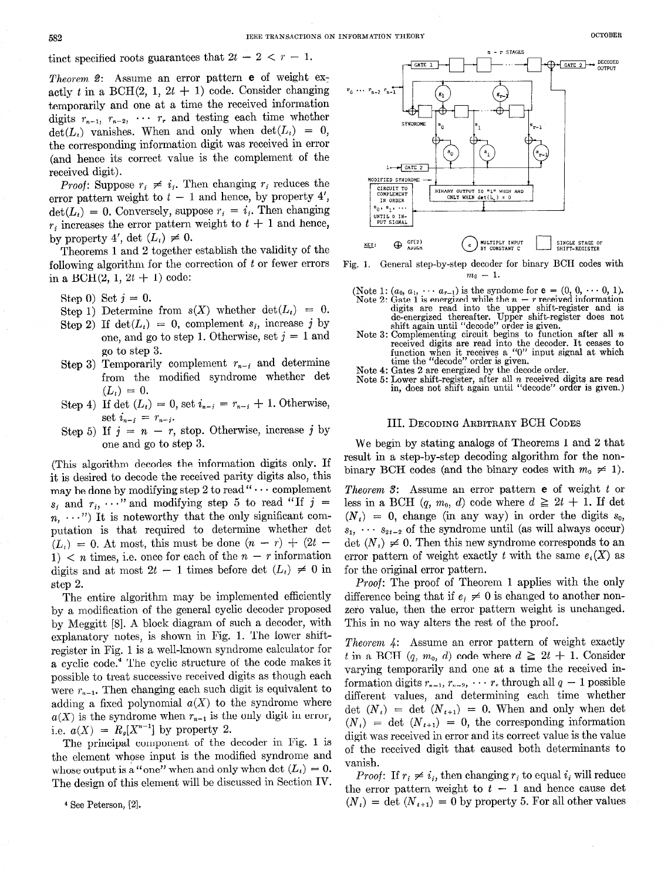tinct specified roots guarantees that $2t - 2 < r - 1$.

*Theorem 2*: Assume an error pattern $\mathbf{e}$ of weight exactly $t$ in a BCH(2, 1, $2t + 1$) code. Consider changing temporarily and one at a time the received information digits $r_{n-1}, r_{n-2}, \cdots r_r$ and testing each time whether $\det(L_t)$ vanishes. When and only when $\det(L_t) = 0$, the corresponding information digit was received in error (and hence its correct value is the complement of the received digit).

*Proof*: Suppose $r_j \neq i_j$. Then changing $r_j$ reduces the error pattern weight to $t - 1$ and hence, by property 4′, $\det(L_t) = 0$. Conversely, suppose $r_j = i_j$. Then changing $r_j$ increases the error pattern weight to $t + 1$ and hence, by property 4′, $\det(L_t) \neq 0$.

Theorems 1 and 2 together establish the validity of the following algorithm for the correction of $t$ or fewer errors in a BCH(2, 1, $2t + 1$) code:

Step 0) Set $j = 0$.
Step 1) Determine from $s(X)$ whether $\det(L_t) = 0$.
Step 2) If $\det(L_t) = 0$, complement $s_j$, increase $j$ by one, and go to step 1. Otherwise, set $j = 1$ and go to step 3.
Step 3) Temporarily complement $r_{n-j}$ and determine from the modified syndrome whether $\det(L_t) = 0$.
Step 4) If $\det(L_t) = 0$, set $i_{n-j} = r_{n-j} + 1$. Otherwise, set $i_{n-j} = r_{n-j}$.
Step 5) If $j = n - r$, stop. Otherwise, increase $j$ by one and go to step 3.

(This algorithm decodes the information digits only. If it is desired to decode the received parity digits also, this may be done by modifying step 2 to read "$\cdots$ complement $s_j$ and $r_j$, $\cdots$" and modifying step 5 to read "If $j = n$, $\cdots$") It is noteworthy that the only significant computation is that required to determine whether $\det(L_t) = 0$. At most, this must be done $(n - r) + (2t - 1) < n$ times, i.e. once for each of the $n - r$ information digits and at most $2t - 1$ times before $\det(L_t) \neq 0$ in step 2.

The entire algorithm may be implemented efficiently by a modification of the general cyclic decoder proposed by Meggitt [8]. A block diagram of such a decoder, with explanatory notes, is shown in Fig. 1. The lower shift-register in Fig. 1 is a well-known syndrome calculator for a cyclic code.[4] The cyclic structure of the code makes it possible to treat successive received digits as though each were $r_{n-1}$. Then changing each such digit is equivalent to adding a fixed polynomial $a(X)$ to the syndrome where $a(X)$ is the syndrome when $r_{n-1}$ is the only digit in error, i.e. $a(X) = R_g[X^{n-1}]$ by property 2.

The principal component of the decoder in Fig. 1 is the element whose input is the modified syndrome and whose output is a "one" when and only when $\det(L_t) = 0$. The design of this element will be discussed in Section IV.

[4] See Peterson, [2].

Fig. 1. General step-by-step decoder for binary BCH codes with $m_0 = 1$.

(Note 1: $(a_0, a_1, \cdots a_{r-1})$ is the syndrome for $\mathbf{e} = (0, 0, \cdots 0, 1)$.
Note 2: Gate 1 is energized while the $n - r$ received information digits are read into the upper shift-register and is de-energized thereafter. Upper shift-register does not shift again until "decode" order is given.
Note 3: Complementing circuit begins to function after all $n$ received digits are read into the decoder. It ceases to function when it receives a "0" input signal at which time the "decode" order is given.
Note 4: Gates 2 are energized by the decode order.
Note 5: Lower shift-register, after all $n$ received digits are read in, does not shift again until "decode" order is given.)

## III. Decoding Arbitrary BCH Codes

We begin by stating analogs of Theorems 1 and 2 that result in a step-by-step decoding algorithm for the nonbinary BCH codes (and the binary codes with $m_0 \neq 1$).

*Theorem 3*: Assume an error pattern $\mathbf{e}$ of weight $t$ or less in a BCH ($q$, $m_0$, $d$) code where $d \geq 2t + 1$. If $\det(N_t) = 0$, change (in any way) in order the digits $s_0, s_1, \cdots s_{2t-2}$ of the syndrome until (as will always occur) $\det(N_t) \neq 0$. Then this new syndrome corresponds to an error pattern of weight exactly $t$ with the same $e_i(X)$ as for the original error pattern.

*Proof*: The proof of Theorem 1 applies with the only difference being that if $e_j \neq 0$ is changed to another nonzero value, then the error pattern weight is unchanged. This in no way alters the rest of the proof.

*Theorem 4*: Assume an error pattern of weight exactly $t$ in a BCH ($q$, $m_0$, $d$) code where $d \geq 2t + 1$. Consider varying temporarily and one at a time the received information digits $r_{n-1}, r_{n-2}, \cdots r_r$ through all $q - 1$ possible different values, and determining each time whether $\det(N_t) = \det(N_{t+1}) = 0$. When and only when $\det(N_t) = \det(N_{t+1}) = 0$, the corresponding information digit was received in error and its correct value is the value of the received digit that caused both determinants to vanish.

*Proof*: If $r_j \neq i_j$, then changing $r_j$ to equal $i_j$ will reduce the error pattern weight to $t - 1$ and hence cause $\det(N_t) = \det(N_{t+1}) = 0$ by property 5. For all other values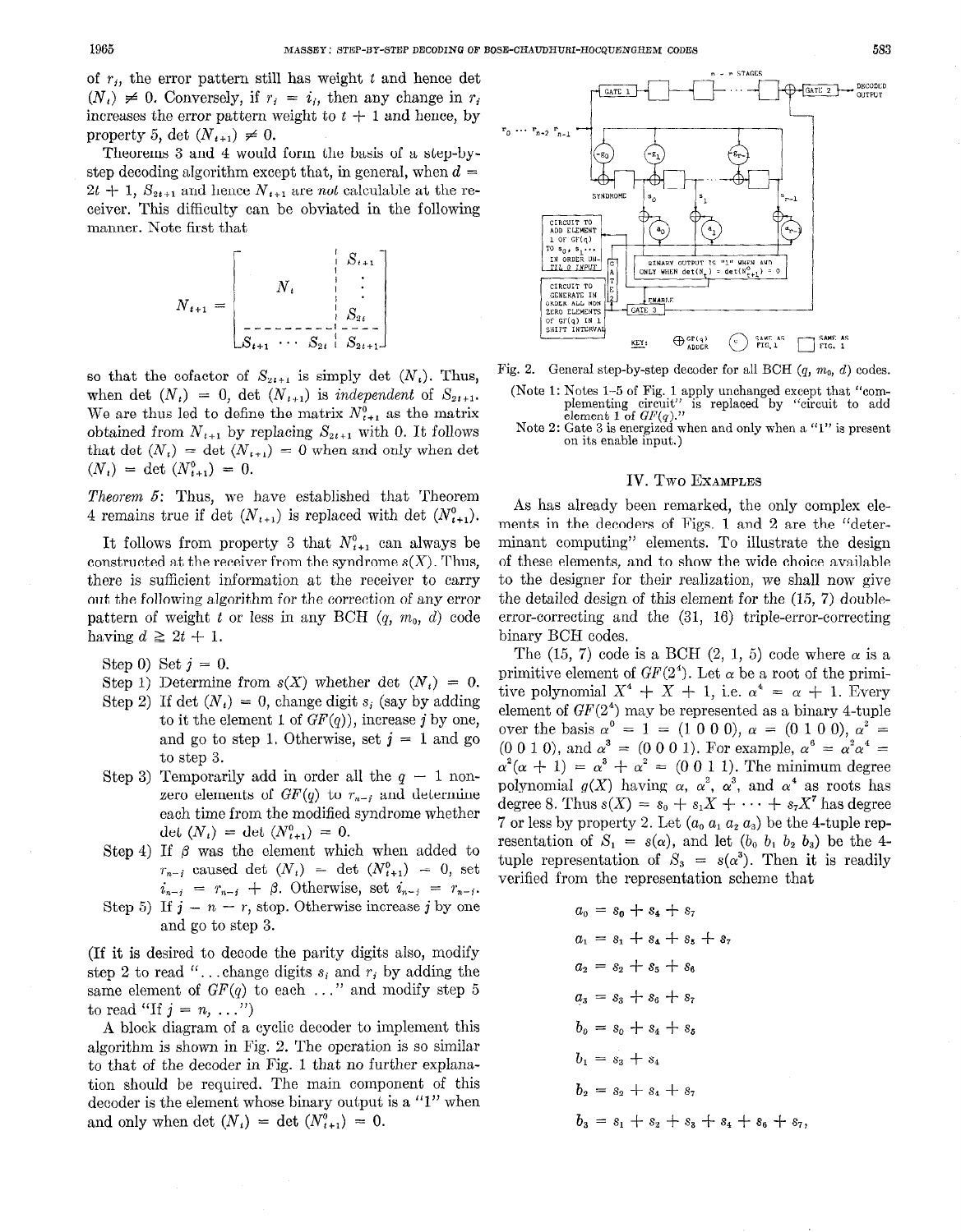of $r_i$, the error pattern still has weight $t$ and hence det $(N_t) \neq 0$. Conversely, if $r_i = i_i$, then any change in $r_i$ increases the error pattern weight to $t + 1$ and hence, by property 5, det $(N_{t+1}) \neq 0$.

Theorems 3 and 4 would form the basis of a step-by-step decoding algorithm except that, in general, when $d = 2t + 1$, $S_{2t+1}$ and hence $N_{t+1}$ are *not* calculable at the receiver. This difficulty can be obviated in the following manner. Note first that

$$N_{t+1} = \left[\begin{array}{c|c} N_t & \begin{matrix} S_{t+1} \\ \vdots \\ S_{2t} \end{matrix} \\ \hline \begin{matrix} S_{t+1} & \cdots & S_{2t} \end{matrix} & S_{2t+1} \end{array}\right]$$

so that the cofactor of $S_{2t+1}$ is simply det $(N_t)$. Thus, when det $(N_t) = 0$, det $(N_{t+1})$ is *independent* of $S_{2t+1}$. We are thus led to define the matrix $N_{t+1}^0$ as the matrix obtained from $N_{t+1}$ by replacing $S_{2t+1}$ with 0. It follows that det $(N_t) = $ det $(N_{t+1}) = 0$ when and only when det $(N_t) = $ det $(N_{t+1}^0) = 0$.

*Theorem 5*: Thus, we have established that Theorem 4 remains true if det $(N_{t+1})$ is replaced with det $(N_{t+1}^0)$.

It follows from property 3 that $N_{t+1}^0$ can always be constructed at the receiver from the syndrome $s(X)$. Thus, there is sufficient information at the receiver to carry out the following algorithm for the correction of any error pattern of weight $t$ or less in any BCH $(q, m_0, d)$ code having $d \geq 2t + 1$.

- Step 0) Set $j = 0$.
- Step 1) Determine from $s(X)$ whether det $(N_t) = 0$.
- Step 2) If det $(N_t) = 0$, change digit $s_j$ (say by adding to it the element 1 of $GF(q)$), increase $j$ by one, and go to step 1. Otherwise, set $j = 1$ and go to step 3.
- Step 3) Temporarily add in order all the $q - 1$ nonzero elements of $GF(q)$ to $r_{n-j}$ and determine each time from the modified syndrome whether det $(N_t) = $ det $(N_{t+1}^0) = 0$.
- Step 4) If $\beta$ was the element which when added to $r_{n-j}$ caused det $(N_t) = $ det $(N_{t+1}^0) = 0$, set $i_{n-j} = r_{n-j} + \beta$. Otherwise, set $i_{n-j} = r_{n-j}$.
- Step 5) If $j = n - r$, stop. Otherwise increase $j$ by one and go to step 3.

(If it is desired to decode the parity digits also, modify step 2 to read "...change digits $s_j$ and $r_j$ by adding the same element of $GF(q)$ to each ..." and modify step 5 to read "If $j = n$, ...")

A block diagram of a cyclic decoder to implement this algorithm is shown in Fig. 2. The operation is so similar to that of the decoder in Fig. 1 that no further explanation should be required. The main component of this decoder is the element whose binary output is a "1" when and only when det $(N_t) = $ det $(N_{t+1}^0) = 0$.

Fig. 2. General step-by-step decoder for all BCH $(q, m_0, d)$ codes. (Note 1: Notes 1–5 of Fig. 1 apply unchanged except that "complementing circuit" is replaced by "circuit to add element 1 of $GF(q)$." Note 2: Gate 3 is energized when and only when a "1" is present on its enable input.)

## IV. Two Examples

As has already been remarked, the only complex elements in the decoders of Figs. 1 and 2 are the "determinant computing" elements. To illustrate the design of these elements, and to show the wide choice available to the designer for their realization, we shall now give the detailed design of this element for the (15, 7) double-error-correcting and the (31, 16) triple-error-correcting binary BCH codes.

The (15, 7) code is a BCH (2, 1, 5) code where $\alpha$ is a primitive element of $GF(2^4)$. Let $\alpha$ be a root of the primitive polynomial $X^4 + X + 1$, i.e. $\alpha^4 = \alpha + 1$. Every element of $GF(2^4)$ may be represented as a binary 4-tuple over the basis $\alpha^0 = 1 = (1\ 0\ 0\ 0)$, $\alpha = (0\ 1\ 0\ 0)$, $\alpha^2 = (0\ 0\ 1\ 0)$, and $\alpha^3 = (0\ 0\ 0\ 1)$. For example, $\alpha^6 = \alpha^2\alpha^4 = \alpha^2(\alpha + 1) = \alpha^3 + \alpha^2 = (0\ 0\ 1\ 1)$. The minimum degree polynomial $g(X)$ having $\alpha$, $\alpha^2$, $\alpha^3$, and $\alpha^4$ as roots has degree 8. Thus $s(X) = s_0 + s_1X + \cdots + s_7X^7$ has degree 7 or less by property 2. Let $(a_0\ a_1\ a_2\ a_3)$ be the 4-tuple representation of $S_1 = s(\alpha)$, and let $(b_0\ b_1\ b_2\ b_3)$ be the 4-tuple representation of $S_3 = s(\alpha^3)$. Then it is readily verified from the representation scheme that

$$a_0 = s_0 + s_4 + s_7$$

$$a_1 = s_1 + s_4 + s_5 + s_7$$

$$a_2 = s_2 + s_5 + s_6$$

$$a_3 = s_3 + s_6 + s_7$$

$$b_0 = s_0 + s_4 + s_5$$

$$b_1 = s_3 + s_4$$

$$b_2 = s_2 + s_4 + s_7$$

$$b_3 = s_1 + s_2 + s_3 + s_4 + s_6 + s_7,$$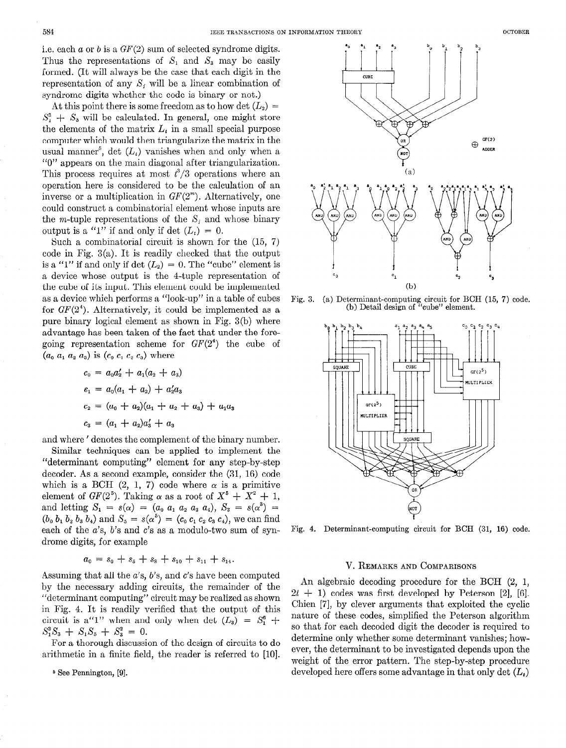i.e. each $a$ or $b$ is a $GF(2)$ sum of selected syndrome digits. Thus the representations of $S_1$ and $S_3$ may be easily formed. (It will always be the case that each digit in the representation of any $S_j$ will be a linear combination of syndrome digits whether the code is binary or not.)

At this point there is some freedom as to how $\det(L_2) = S_1^3 + S_3$ will be calculated. In general, one might store the elements of the matrix $L_t$ in a small special purpose computer which would then triangularize the matrix in the usual manner[5], $\det(L_t)$ vanishes when and only when a "0" appears on the main diagonal after triangularization. This process requires at most $t^3/3$ operations where an operation here is considered to be the calculation of an inverse or a multiplication in $GF(2^m)$. Alternatively, one could construct a combinatorial element whose inputs are the $m$-tuple representations of the $S_j$ and whose binary output is a "1" if and only if $\det(L_t) = 0$.

Such a combinatorial circuit is shown for the (15, 7) code in Fig. 3(a). It is readily checked that the output is a "1" if and only if $\det(L_2) = 0$. The "cube" element is a device whose output is the 4-tuple representation of the cube of its input. This element could be implemented as a device which performs a "look-up" in a table of cubes for $GF(2^4)$. Alternatively, it could be implemented as a pure binary logical element as shown in Fig. 3(b) where advantage has been taken of the fact that under the foregoing representation scheme for $GF(2^4)$ the cube of $(a_0\, a_1\, a_2\, a_3)$ is $(c_0\, c_1\, c_2\, c_3)$ where

$$c_0 = a_0 a_2' + a_1(a_2 + a_3)$$

$$c_1 = a_0(a_1 + a_2) + a_2' a_3$$

$$c_2 = (a_0 + a_2)(a_1 + a_2 + a_3) + a_1 a_3$$

$$c_3 = (a_1 + a_2)a_3' + a_3$$

and where $'$ denotes the complement of the binary number.

Similar techniques can be applied to implement the "determinant computing" element for any step-by-step decoder. As a second example, consider the (31, 16) code which is a BCH (2, 1, 7) code where $\alpha$ is a primitive element of $GF(2^5)$. Taking $\alpha$ as a root of $X^5 + X^2 + 1$, and letting $S_1 = s(\alpha) = (a_0\, a_1\, a_2\, a_3\, a_4)$, $S_3 = s(\alpha^3) = (b_0\, b_1\, b_2\, b_3\, b_4)$ and $S_5 = s(\alpha^5) = (c_0\, c_1\, c_2\, c_3\, c_4)$, we can find each of the $a$'s, $b$'s and $c$'s as a modulo-two sum of syndrome digits, for example

$$a_0 = s_0 + s_5 + s_8 + s_{10} + s_{11} + s_{14}.$$

Assuming that all the $a$'s, $b$'s, and $c$'s have been computed by the necessary adding circuits, the remainder of the "determinant computing" circuit may be realized as shown in Fig. 4. It is readily verified that the output of this circuit is a "1" when and only when $\det(L_3) = S_1^6 + S_1^3 S_3 + S_1 S_5 + S_3^2 = 0$.

For a thorough discussion of the design of circuits to do arithmetic in a finite field, the reader is referred to [10].

[5] See Pennington, [9].

Fig. 3. (a) Determinant-computing circuit for BCH (15, 7) code. (b) Detail design of "cube" element.

Fig. 4. Determinant-computing circuit for BCH (31, 16) code.

## V. Remarks and Comparisons

An algebraic decoding procedure for the BCH (2, 1, $2t + 1$) codes was first developed by Peterson [2], [6]. Chien [7], by clever arguments that exploited the cyclic nature of these codes, simplified the Peterson algorithm so that for each decoded digit the decoder is required to determine only whether some determinant vanishes; however, the determinant to be investigated depends upon the weight of the error pattern. The step-by-step procedure developed here offers some advantage in that only $\det(L_t)$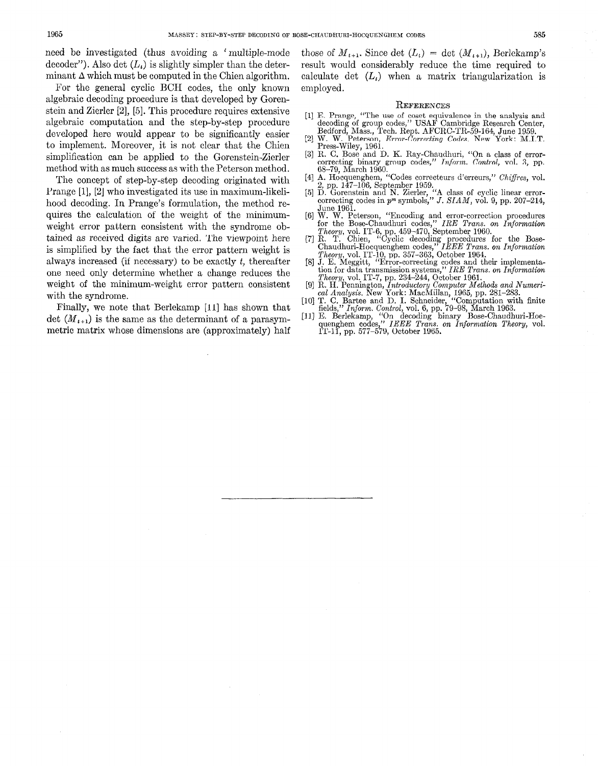need be investigated (thus avoiding a 'multiple-mode decoder"). Also det $(L_t)$ is slightly simpler than the determinant $\Delta$ which must be computed in the Chien algorithm.

For the general cyclic BCH codes, the only known algebraic decoding procedure is that developed by Gorenstein and Zierler [2], [5]. This procedure requires extensive algebraic computation and the step-by-step procedure developed here would appear to be significantly easier to implement. Moreover, it is not clear that the Chien simplification can be applied to the Gorenstein-Zierler method with as much success as with the Peterson method.

The concept of step-by-step decoding originated with Prange [1], [2] who investigated its use in maximum-likelihood decoding. In Prange's formulation, the method requires the calculation of the weight of the minimum-weight error pattern consistent with the syndrome obtained as received digits are varied. The viewpoint here is simplified by the fact that the error pattern weight is always increased (if necessary) to be exactly $t$, thereafter one need only determine whether a change reduces the weight of the minimum-weight error pattern consistent with the syndrome.

Finally, we note that Berlekamp [11] has shown that det $(M_{t+1})$ is the same as the determinant of a parasymmetric matrix whose dimensions are (approximately) half those of $M_{t+1}$. Since det $(L_t)$ = det $(M_{t+1})$, Berlekamp's result would considerably reduce the time required to calculate det $(L_t)$ when a matrix triangularization is employed.

## References

[1] E. Prange, "The use of coset equivalence in the analysis and decoding of group codes," USAF Cambridge Research Center, Bedford, Mass., Tech. Rept. AFCRC-TR-59-164, June 1959.

[2] W. W. Peterson, *Error-Correcting Codes*. New York: M.I.T. Press-Wiley, 1961.

[3] R. C. Bose and D. K. Ray-Chaudhuri, "On a class of error-correcting binary group codes," *Inform. Control*, vol. 3, pp. 68–79, March 1960.

[4] A. Hocquenghem, "Codes correcteurs d'erreurs," *Chiffres*, vol. 2, pp. 147–106, September 1959.

[5] D. Gorenstein and N. Zierler, "A class of cyclic linear error-correcting codes in $p^m$ symbols," *J. SIAM*, vol. 9, pp. 207–214, June 1961.

[6] W. W. Peterson, "Encoding and error-correction procedures for the Bose-Chaudhuri codes," *IRE Trans. on Information Theory*, vol. IT-6, pp. 459–470, September 1960.

[7] R. T. Chien, "Cyclic decoding procedures for the Bose-Chaudhuri-Hocquenghem codes," *IEEE Trans. on Information Theory*, vol. IT-10, pp. 357–363, October 1964.

[8] J. E. Meggitt, "Error-correcting codes and their implementation for data transmission systems," *IRE Trans. on Information Theory*, vol. IT-7, pp. 234–244, October 1961.

[9] R. H. Pennington, *Introductory Computer Methods and Numerical Analysis*. New York: MacMillan, 1965, pp. 281–283.

[10] T. C. Bartee and D. I. Schneider, "Computation with finite fields," *Inform. Control*, vol. 6, pp. 79–98, March 1963.

[11] E. Berlekamp, "On decoding binary Bose-Chaudhuri-Hocquenghem codes," *IEEE Trans. on Information Theory*, vol. IT-11, pp. 577–579, October 1965.